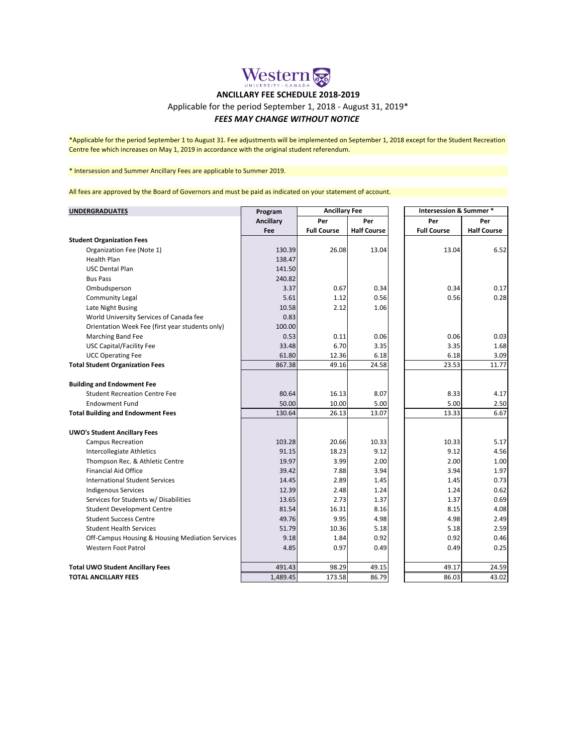# Western University · Canada

## ANCILLARY FEE SCHEDULE 2018-2019

Applicable for the period September 1, 2018 - August 31, 2019*

***FEES MAY CHANGE WITHOUT NOTICE***

*Applicable for the period September 1 to August 31. Fee adjustments will be implemented on September 1, 2018 except for the Student Recreation Centre fee which increases on May 1, 2019 in accordance with the original student referendum.

* Intersession and Summer Ancillary Fees are applicable to Summer 2019.

All fees are approved by the Board of Governors and must be paid as indicated on your statement of account.

| UNDERGRADUATES | Program Ancillary Fee | Ancillary Fee | | Intersession & Summer * | |
|---|---|---|---|---|---|
| | | Per Full Course | Per Half Course | Per Full Course | Per Half Course |
| **Student Organization Fees** | | | | | |
| Organization Fee (Note 1) | 130.39 | 26.08 | 13.04 | 13.04 | 6.52 |
| Health Plan | 138.47 | | | | |
| USC Dental Plan | 141.50 | | | | |
| Bus Pass | 240.82 | | | | |
| Ombudsperson | 3.37 | 0.67 | 0.34 | 0.34 | 0.17 |
| Community Legal | 5.61 | 1.12 | 0.56 | 0.56 | 0.28 |
| Late Night Busing | 10.58 | 2.12 | 1.06 | | |
| World University Services of Canada fee | 0.83 | | | | |
| Orientation Week Fee (first year students only) | 100.00 | | | | |
| Marching Band Fee | 0.53 | 0.11 | 0.06 | 0.06 | 0.03 |
| USC Capital/Facility Fee | 33.48 | 6.70 | 3.35 | 3.35 | 1.68 |
| UCC Operating Fee | 61.80 | 12.36 | 6.18 | 6.18 | 3.09 |
| **Total Student Organization Fees** | 867.38 | 49.16 | 24.58 | 23.53 | 11.77 |
| **Building and Endowment Fee** | | | | | |
| Student Recreation Centre Fee | 80.64 | 16.13 | 8.07 | 8.33 | 4.17 |
| Endowment Fund | 50.00 | 10.00 | 5.00 | 5.00 | 2.50 |
| **Total Building and Endowment Fees** | 130.64 | 26.13 | 13.07 | 13.33 | 6.67 |
| **UWO's Student Ancillary Fees** | | | | | |
| Campus Recreation | 103.28 | 20.66 | 10.33 | 10.33 | 5.17 |
| Intercollegiate Athletics | 91.15 | 18.23 | 9.12 | 9.12 | 4.56 |
| Thompson Rec. & Athletic Centre | 19.97 | 3.99 | 2.00 | 2.00 | 1.00 |
| Financial Aid Office | 39.42 | 7.88 | 3.94 | 3.94 | 1.97 |
| International Student Services | 14.45 | 2.89 | 1.45 | 1.45 | 0.73 |
| Indigenous Services | 12.39 | 2.48 | 1.24 | 1.24 | 0.62 |
| Services for Students w/ Disabilities | 13.65 | 2.73 | 1.37 | 1.37 | 0.69 |
| Student Development Centre | 81.54 | 16.31 | 8.16 | 8.15 | 4.08 |
| Student Success Centre | 49.76 | 9.95 | 4.98 | 4.98 | 2.49 |
| Student Health Services | 51.79 | 10.36 | 5.18 | 5.18 | 2.59 |
| Off-Campus Housing & Housing Mediation Services | 9.18 | 1.84 | 0.92 | 0.92 | 0.46 |
| Western Foot Patrol | 4.85 | 0.97 | 0.49 | 0.49 | 0.25 |
| **Total UWO Student Ancillary Fees** | 491.43 | 98.29 | 49.15 | 49.17 | 24.59 |
| **TOTAL ANCILLARY FEES** | 1,489.45 | 173.58 | 86.79 | 86.03 | 43.02 |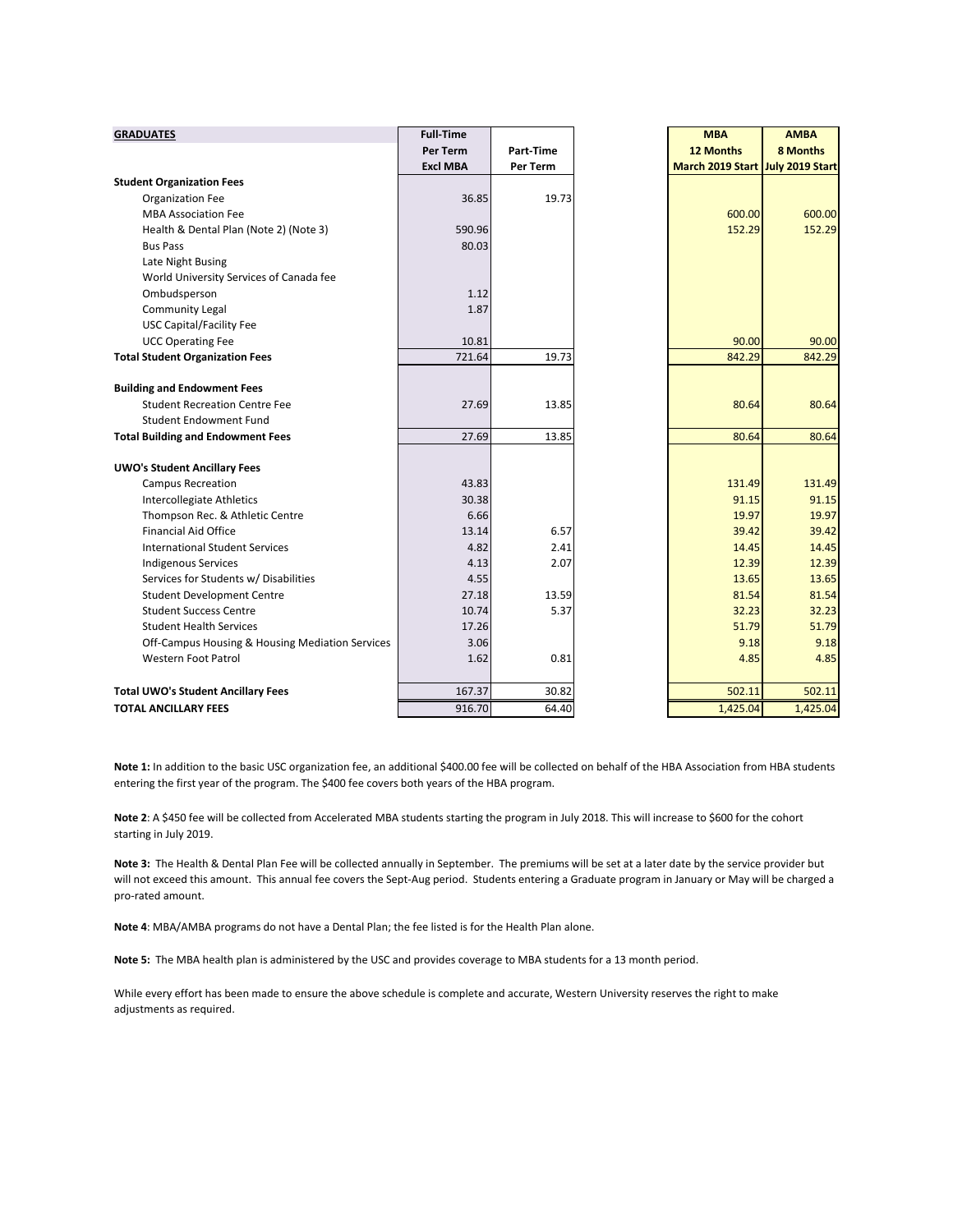| GRADUATES | Full-Time Per Term Excl MBA | Part-Time Per Term | MBA 12 Months March 2019 Start | AMBA 8 Months July 2019 Start |
|---|---|---|---|---|
| **Student Organization Fees** | | | | |
| Organization Fee | 36.85 | 19.73 | | |
| MBA Association Fee | | | 600.00 | 600.00 |
| Health & Dental Plan (Note 2) (Note 3) | 590.96 | | 152.29 | 152.29 |
| Bus Pass | 80.03 | | | |
| Late Night Busing | | | | |
| World University Services of Canada fee | | | | |
| Ombudsperson | 1.12 | | | |
| Community Legal | 1.87 | | | |
| USC Capital/Facility Fee | | | | |
| UCC Operating Fee | 10.81 | | 90.00 | 90.00 |
| **Total Student Organization Fees** | 721.64 | 19.73 | 842.29 | 842.29 |
| **Building and Endowment Fees** | | | | |
| Student Recreation Centre Fee | 27.69 | 13.85 | 80.64 | 80.64 |
| Student Endowment Fund | | | | |
| **Total Building and Endowment Fees** | 27.69 | 13.85 | 80.64 | 80.64 |
| **UWO's Student Ancillary Fees** | | | | |
| Campus Recreation | 43.83 | | 131.49 | 131.49 |
| Intercollegiate Athletics | 30.38 | | 91.15 | 91.15 |
| Thompson Rec. & Athletic Centre | 6.66 | | 19.97 | 19.97 |
| Financial Aid Office | 13.14 | 6.57 | 39.42 | 39.42 |
| International Student Services | 4.82 | 2.41 | 14.45 | 14.45 |
| Indigenous Services | 4.13 | 2.07 | 12.39 | 12.39 |
| Services for Students w/ Disabilities | 4.55 | | 13.65 | 13.65 |
| Student Development Centre | 27.18 | 13.59 | 81.54 | 81.54 |
| Student Success Centre | 10.74 | 5.37 | 32.23 | 32.23 |
| Student Health Services | 17.26 | | 51.79 | 51.79 |
| Off-Campus Housing & Housing Mediation Services | 3.06 | | 9.18 | 9.18 |
| Western Foot Patrol | 1.62 | 0.81 | 4.85 | 4.85 |
| **Total UWO's Student Ancillary Fees** | 167.37 | 30.82 | 502.11 | 502.11 |
| **TOTAL ANCILLARY FEES** | 916.70 | 64.40 | 1,425.04 | 1,425.04 |

**Note 1:** In addition to the basic USC organization fee, an additional $400.00 fee will be collected on behalf of the HBA Association from HBA students entering the first year of the program. The $400 fee covers both years of the HBA program.

**Note 2**: A $450 fee will be collected from Accelerated MBA students starting the program in July 2018. This will increase to $600 for the cohort starting in July 2019.

**Note 3:** The Health & Dental Plan Fee will be collected annually in September. The premiums will be set at a later date by the service provider but will not exceed this amount. This annual fee covers the Sept-Aug period. Students entering a Graduate program in January or May will be charged a pro-rated amount.

**Note 4**: MBA/AMBA programs do not have a Dental Plan; the fee listed is for the Health Plan alone.

**Note 5:** The MBA health plan is administered by the USC and provides coverage to MBA students for a 13 month period.

While every effort has been made to ensure the above schedule is complete and accurate, Western University reserves the right to make adjustments as required.